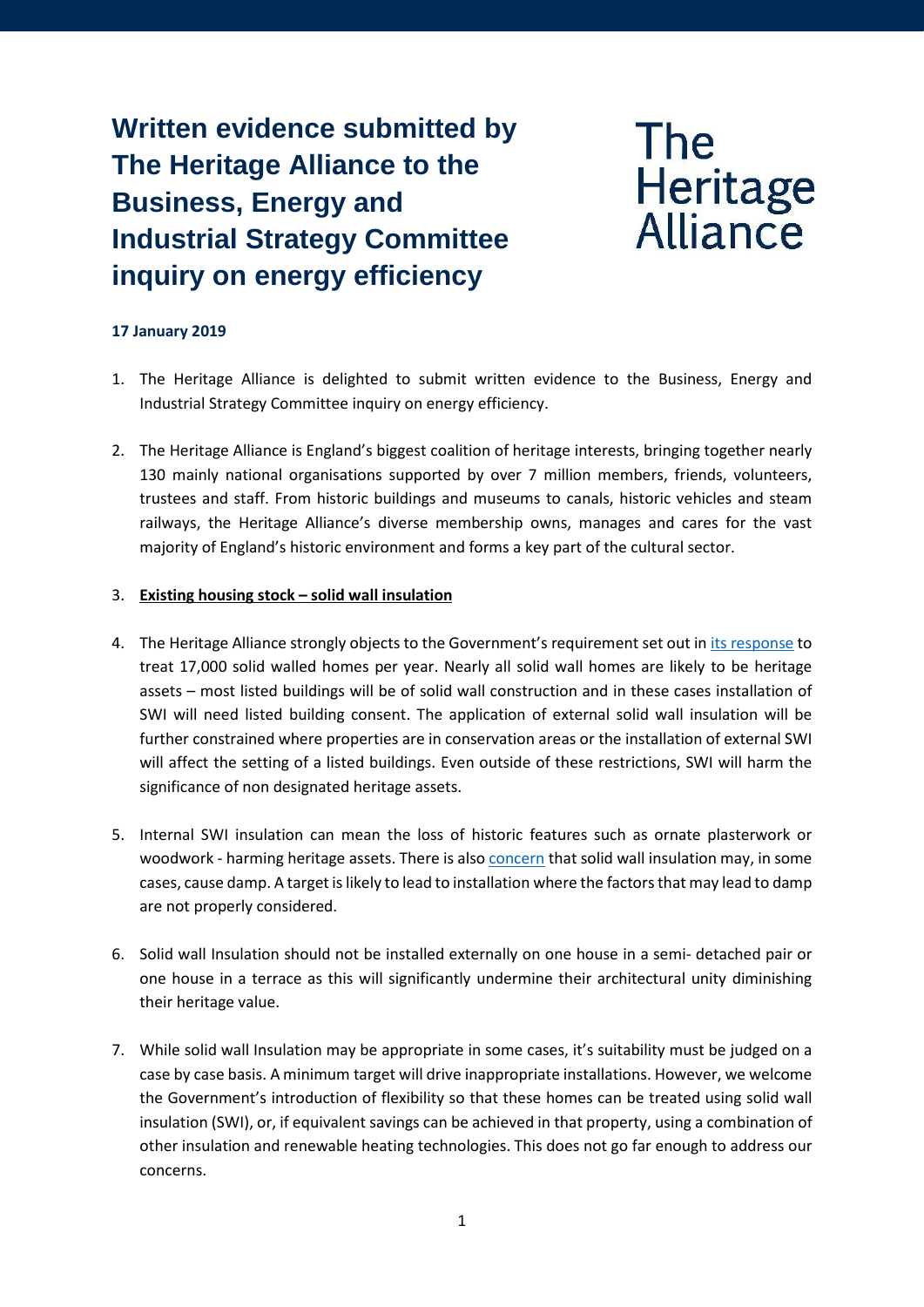# Written evidence submitted by The Heritage Alliance to the Business, Energy and Industrial Strategy Committee inquiry on energy efficiency

The Heritage Alliance

**17 January 2019**

1. The Heritage Alliance is delighted to submit written evidence to the Business, Energy and Industrial Strategy Committee inquiry on energy efficiency.

2. The Heritage Alliance is England's biggest coalition of heritage interests, bringing together nearly 130 mainly national organisations supported by over 7 million members, friends, volunteers, trustees and staff. From historic buildings and museums to canals, historic vehicles and steam railways, the Heritage Alliance's diverse membership owns, manages and cares for the vast majority of England's historic environment and forms a key part of the cultural sector.

3. **Existing housing stock – solid wall insulation**

4. The Heritage Alliance strongly objects to the Government's requirement set out in its response to treat 17,000 solid walled homes per year. Nearly all solid wall homes are likely to be heritage assets – most listed buildings will be of solid wall construction and in these cases installation of SWI will need listed building consent. The application of external solid wall insulation will be further constrained where properties are in conservation areas or the installation of external SWI will affect the setting of a listed buildings. Even outside of these restrictions, SWI will harm the significance of non designated heritage assets.

5. Internal SWI insulation can mean the loss of historic features such as ornate plasterwork or woodwork - harming heritage assets. There is also concern that solid wall insulation may, in some cases, cause damp. A target is likely to lead to installation where the factors that may lead to damp are not properly considered.

6. Solid wall Insulation should not be installed externally on one house in a semi- detached pair or one house in a terrace as this will significantly undermine their architectural unity diminishing their heritage value.

7. While solid wall Insulation may be appropriate in some cases, it's suitability must be judged on a case by case basis. A minimum target will drive inappropriate installations. However, we welcome the Government's introduction of flexibility so that these homes can be treated using solid wall insulation (SWI), or, if equivalent savings can be achieved in that property, using a combination of other insulation and renewable heating technologies. This does not go far enough to address our concerns.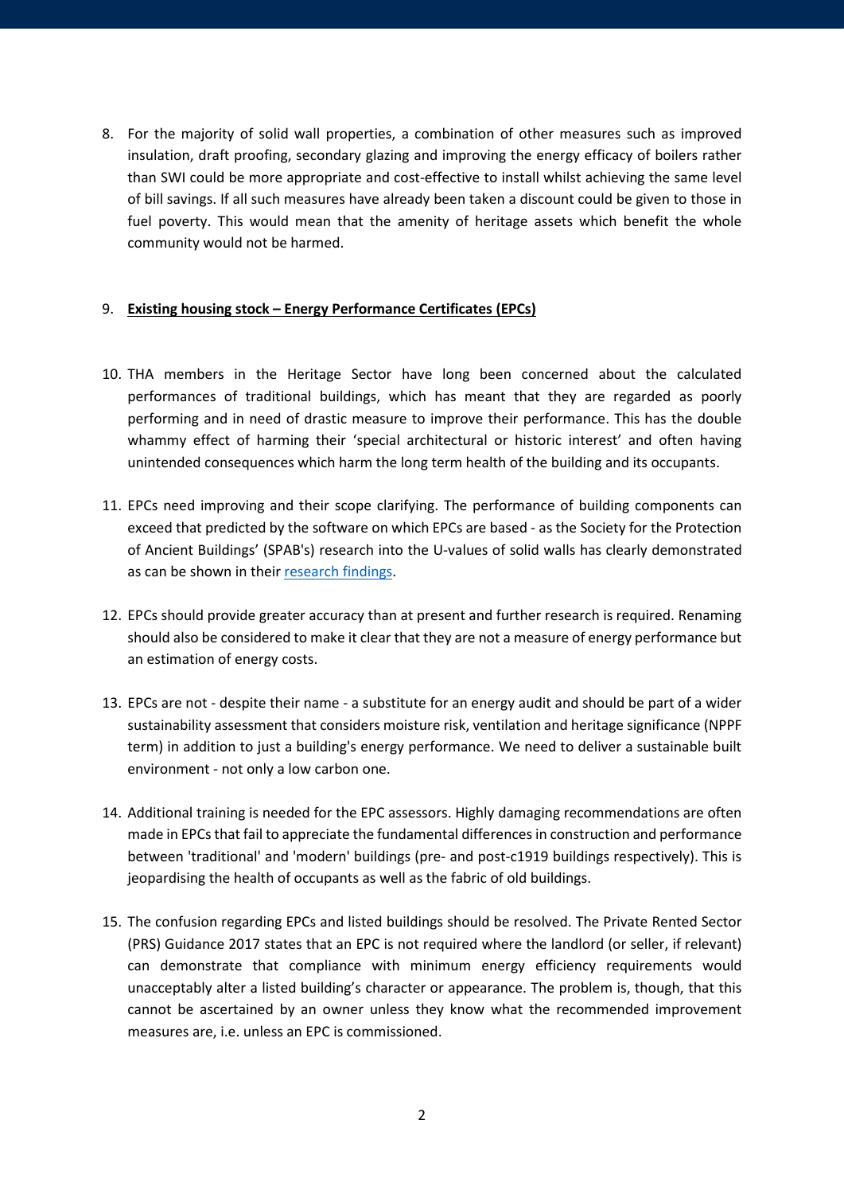8. For the majority of solid wall properties, a combination of other measures such as improved insulation, draft proofing, secondary glazing and improving the energy efficacy of boilers rather than SWI could be more appropriate and cost-effective to install whilst achieving the same level of bill savings. If all such measures have already been taken a discount could be given to those in fuel poverty. This would mean that the amenity of heritage assets which benefit the whole community would not be harmed.

9. **Existing housing stock – Energy Performance Certificates (EPCs)**

10. THA members in the Heritage Sector have long been concerned about the calculated performances of traditional buildings, which has meant that they are regarded as poorly performing and in need of drastic measure to improve their performance. This has the double whammy effect of harming their 'special architectural or historic interest' and often having unintended consequences which harm the long term health of the building and its occupants.

11. EPCs need improving and their scope clarifying. The performance of building components can exceed that predicted by the software on which EPCs are based - as the Society for the Protection of Ancient Buildings' (SPAB's) research into the U-values of solid walls has clearly demonstrated as can be shown in their research findings.

12. EPCs should provide greater accuracy than at present and further research is required. Renaming should also be considered to make it clear that they are not a measure of energy performance but an estimation of energy costs.

13. EPCs are not - despite their name - a substitute for an energy audit and should be part of a wider sustainability assessment that considers moisture risk, ventilation and heritage significance (NPPF term) in addition to just a building's energy performance. We need to deliver a sustainable built environment - not only a low carbon one.

14. Additional training is needed for the EPC assessors. Highly damaging recommendations are often made in EPCs that fail to appreciate the fundamental differences in construction and performance between 'traditional' and 'modern' buildings (pre- and post-c1919 buildings respectively). This is jeopardising the health of occupants as well as the fabric of old buildings.

15. The confusion regarding EPCs and listed buildings should be resolved. The Private Rented Sector (PRS) Guidance 2017 states that an EPC is not required where the landlord (or seller, if relevant) can demonstrate that compliance with minimum energy efficiency requirements would unacceptably alter a listed building's character or appearance. The problem is, though, that this cannot be ascertained by an owner unless they know what the recommended improvement measures are, i.e. unless an EPC is commissioned.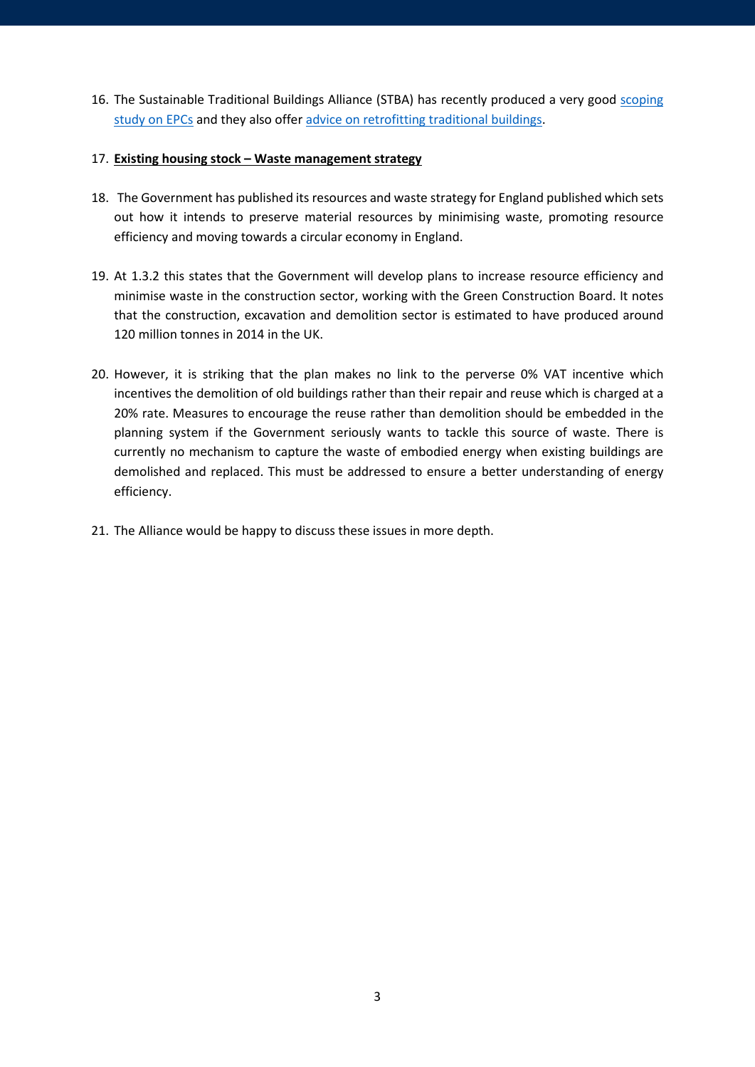16. The Sustainable Traditional Buildings Alliance (STBA) has recently produced a very good [scoping study on EPCs] and they also offer [advice on retrofitting traditional buildings].

17. **Existing housing stock – Waste management strategy**

18. The Government has published its resources and waste strategy for England published which sets out how it intends to preserve material resources by minimising waste, promoting resource efficiency and moving towards a circular economy in England.

19. At 1.3.2 this states that the Government will develop plans to increase resource efficiency and minimise waste in the construction sector, working with the Green Construction Board. It notes that the construction, excavation and demolition sector is estimated to have produced around 120 million tonnes in 2014 in the UK.

20. However, it is striking that the plan makes no link to the perverse 0% VAT incentive which incentives the demolition of old buildings rather than their repair and reuse which is charged at a 20% rate. Measures to encourage the reuse rather than demolition should be embedded in the planning system if the Government seriously wants to tackle this source of waste. There is currently no mechanism to capture the waste of embodied energy when existing buildings are demolished and replaced. This must be addressed to ensure a better understanding of energy efficiency.

21. The Alliance would be happy to discuss these issues in more depth.